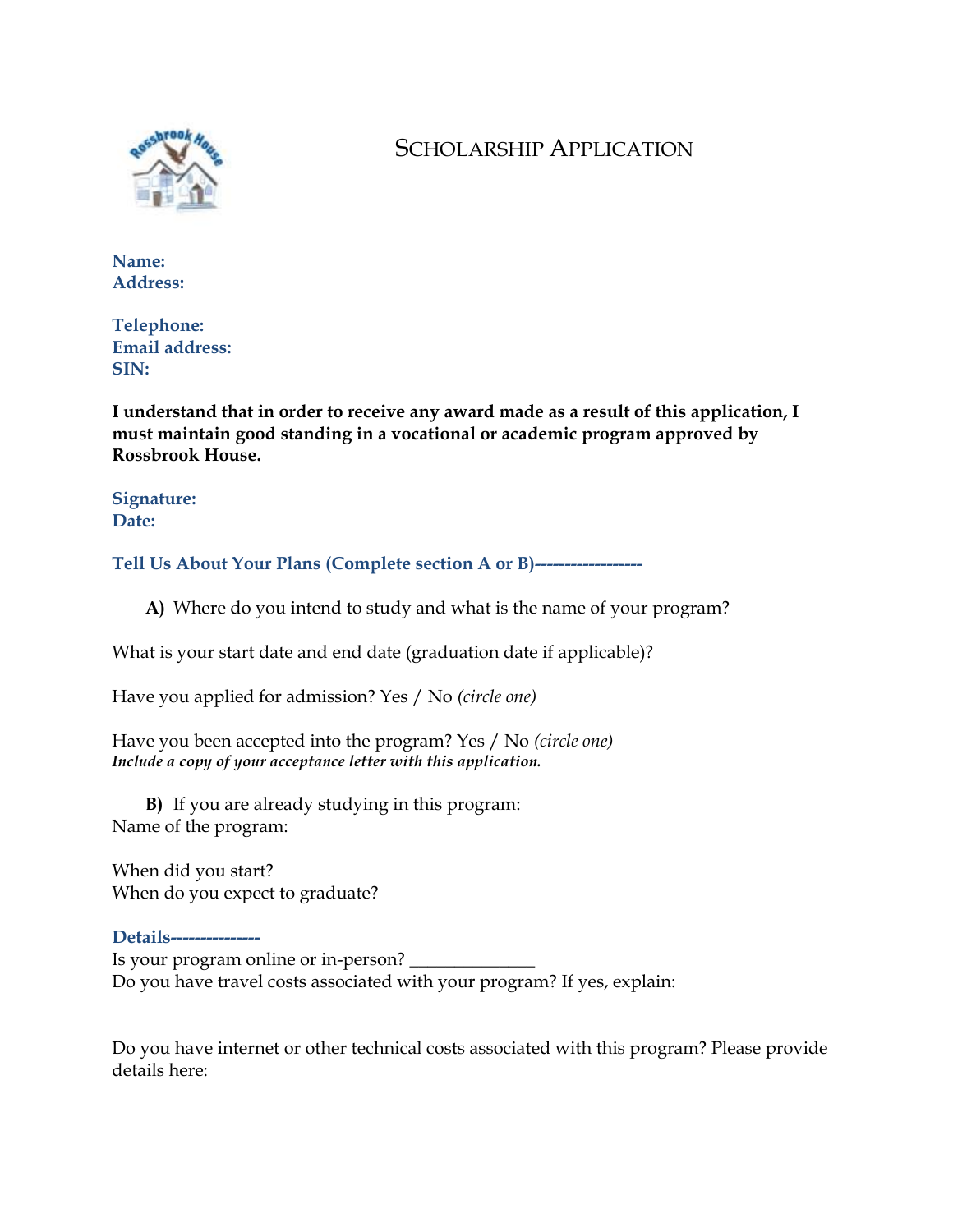# SCHOLARSHIP APPLICATION

**Name:**
**Address:**

**Telephone:**
**Email address:**
**SIN:**

**I understand that in order to receive any award made as a result of this application, I must maintain good standing in a vocational or academic program approved by Rossbrook House.**

**Signature:**
**Date:**

## Tell Us About Your Plans (Complete section A or B)------------------

**A)** Where do you intend to study and what is the name of your program?

What is your start date and end date (graduation date if applicable)?

Have you applied for admission? Yes / No *(circle one)*

Have you been accepted into the program? Yes / No *(circle one)*
***Include a copy of your acceptance letter with this application.***

**B)** If you are already studying in this program:
Name of the program:

When did you start?
When do you expect to graduate?

## Details---------------

Is your program online or in-person? ______________
Do you have travel costs associated with your program? If yes, explain:

Do you have internet or other technical costs associated with this program? Please provide details here: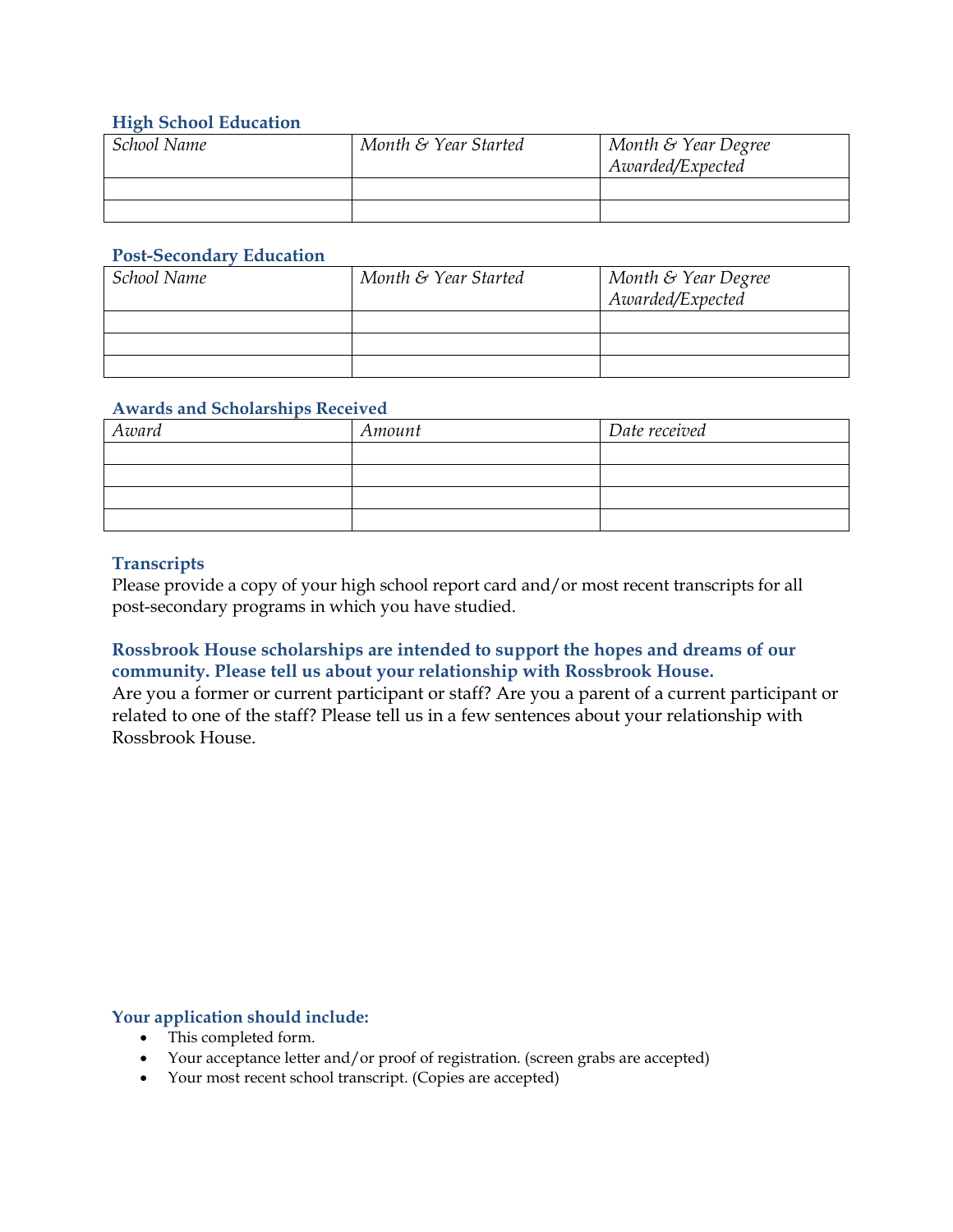### High School Education

| *School Name* | *Month & Year Started* | *Month & Year Degree Awarded/Expected* |
|---|---|---|
| | | |
| | | |

### Post-Secondary Education

| *School Name* | *Month & Year Started* | *Month & Year Degree Awarded/Expected* |
|---|---|---|
| | | |
| | | |
| | | |

### Awards and Scholarships Received

| *Award* | *Amount* | *Date received* |
|---|---|---|
| | | |
| | | |
| | | |
| | | |

### Transcripts

Please provide a copy of your high school report card and/or most recent transcripts for all post-secondary programs in which you have studied.

### Rossbrook House scholarships are intended to support the hopes and dreams of our community. Please tell us about your relationship with Rossbrook House.

Are you a former or current participant or staff? Are you a parent of a current participant or related to one of the staff? Please tell us in a few sentences about your relationship with Rossbrook House.

### Your application should include:

- This completed form.
- Your acceptance letter and/or proof of registration. (screen grabs are accepted)
- Your most recent school transcript. (Copies are accepted)